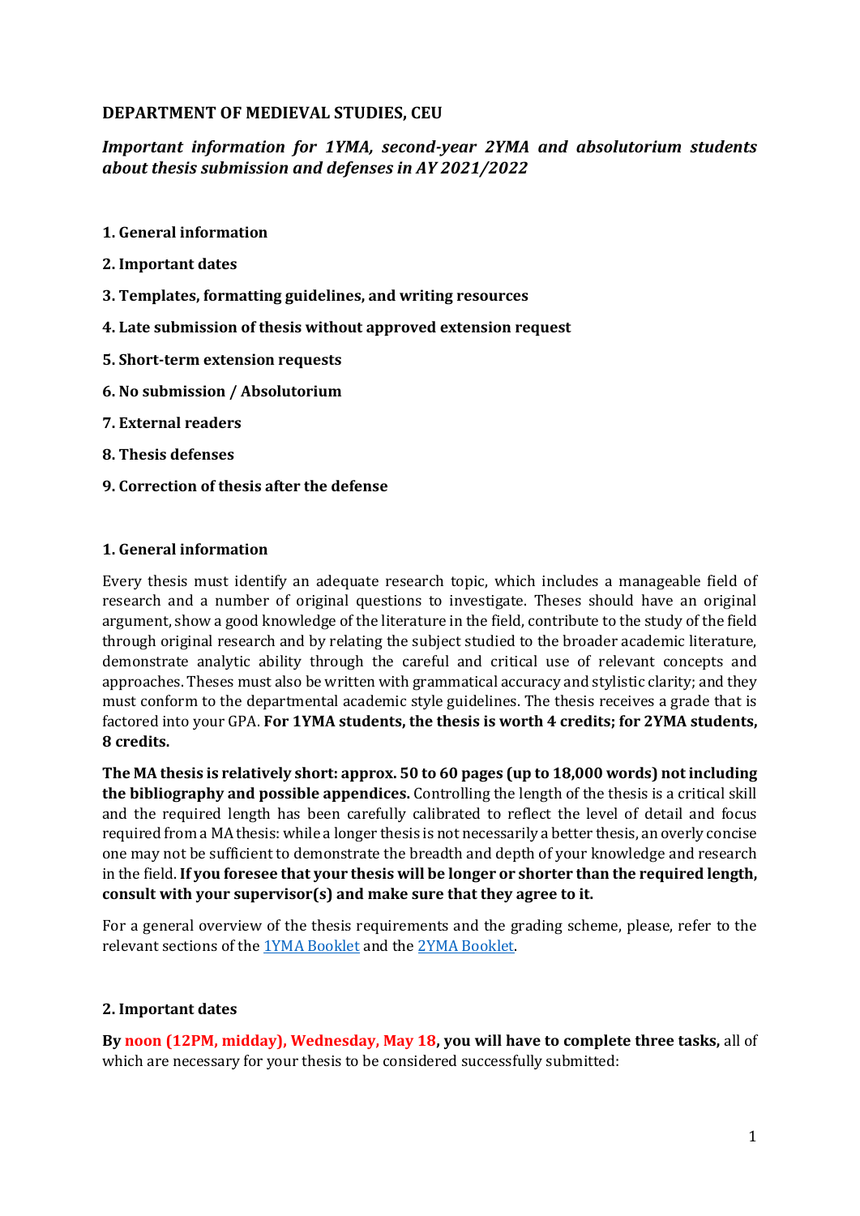**DEPARTMENT OF MEDIEVAL STUDIES, CEU**

***Important information for 1YMA, second-year 2YMA and absolutorium students about thesis submission and defenses in AY 2021/2022***

**1. General information**

**2. Important dates**

**3. Templates, formatting guidelines, and writing resources**

**4. Late submission of thesis without approved extension request**

**5. Short-term extension requests**

**6. No submission / Absolutorium**

**7. External readers**

**8. Thesis defenses**

**9. Correction of thesis after the defense**

## 1. General information

Every thesis must identify an adequate research topic, which includes a manageable field of research and a number of original questions to investigate. Theses should have an original argument, show a good knowledge of the literature in the field, contribute to the study of the field through original research and by relating the subject studied to the broader academic literature, demonstrate analytic ability through the careful and critical use of relevant concepts and approaches. Theses must also be written with grammatical accuracy and stylistic clarity; and they must conform to the departmental academic style guidelines. The thesis receives a grade that is factored into your GPA. **For 1YMA students, the thesis is worth 4 credits; for 2YMA students, 8 credits.**

**The MA thesis is relatively short: approx. 50 to 60 pages (up to 18,000 words) not including the bibliography and possible appendices.** Controlling the length of the thesis is a critical skill and the required length has been carefully calibrated to reflect the level of detail and focus required from a MA thesis: while a longer thesis is not necessarily a better thesis, an overly concise one may not be sufficient to demonstrate the breadth and depth of your knowledge and research in the field. **If you foresee that your thesis will be longer or shorter than the required length, consult with your supervisor(s) and make sure that they agree to it.**

For a general overview of the thesis requirements and the grading scheme, please, refer to the relevant sections of the 1YMA Booklet and the 2YMA Booklet.

## 2. Important dates

**By noon (12PM, midday), Wednesday, May 18, you will have to complete three tasks,** all of which are necessary for your thesis to be considered successfully submitted: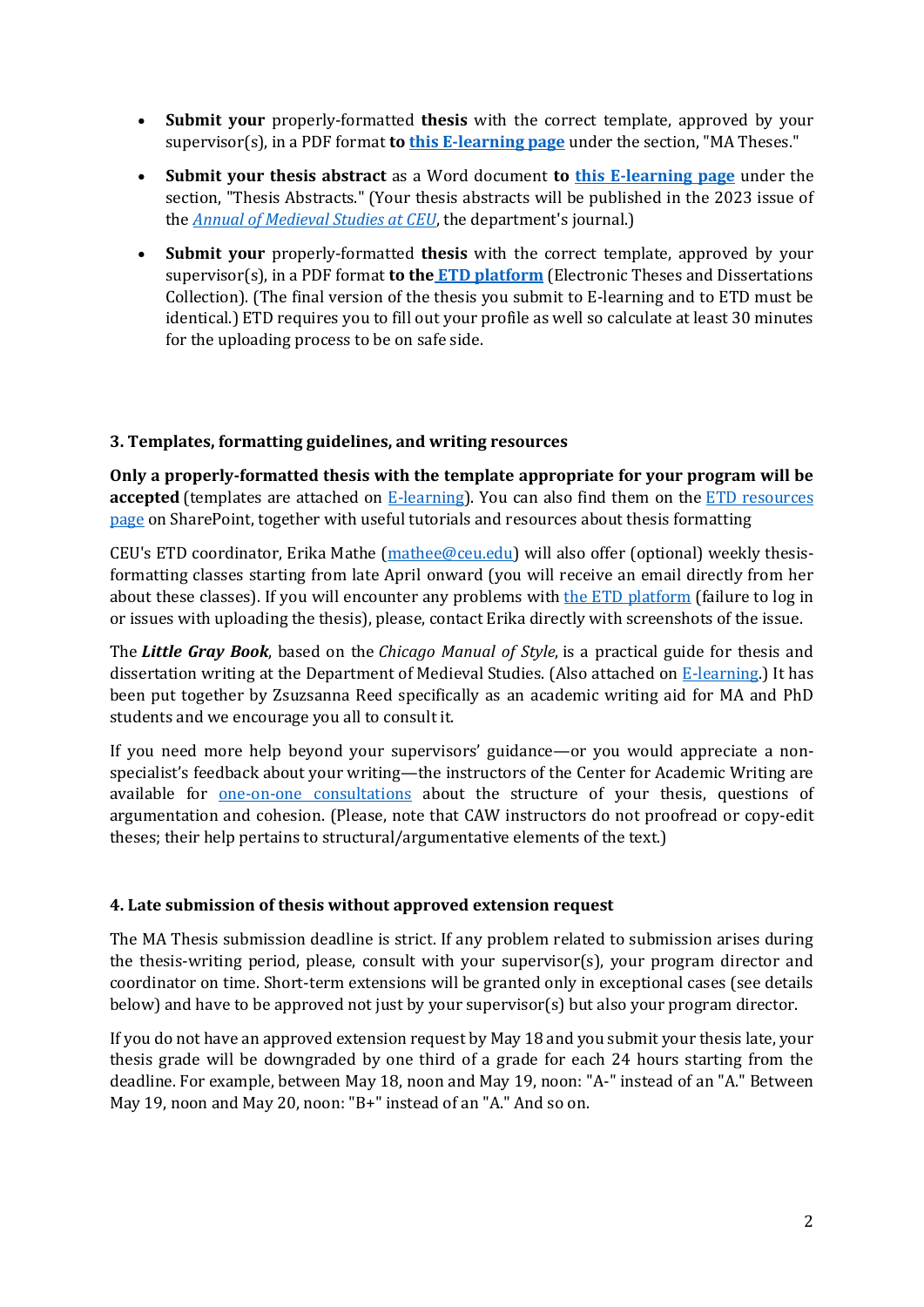- **Submit your** properly-formatted **thesis** with the correct template, approved by your supervisor(s), in a PDF format **to [this E-learning page](#)** under the section, "MA Theses."
- **Submit your thesis abstract** as a Word document **to [this E-learning page](#)** under the section, "Thesis Abstracts." (Your thesis abstracts will be published in the 2023 issue of the *[Annual of Medieval Studies at CEU](#)*, the department's journal.)
- **Submit your** properly-formatted **thesis** with the correct template, approved by your supervisor(s), in a PDF format **to the [ETD platform](#)** (Electronic Theses and Dissertations Collection). (The final version of the thesis you submit to E-learning and to ETD must be identical.) ETD requires you to fill out your profile as well so calculate at least 30 minutes for the uploading process to be on safe side.

### 3. Templates, formatting guidelines, and writing resources

**Only a properly-formatted thesis with the template appropriate for your program will be accepted** (templates are attached on [E-learning](#)). You can also find them on the [ETD resources page](#) on SharePoint, together with useful tutorials and resources about thesis formatting

CEU's ETD coordinator, Erika Mathe ([mathee@ceu.edu](mailto:mathee@ceu.edu)) will also offer (optional) weekly thesis-formatting classes starting from late April onward (you will receive an email directly from her about these classes). If you will encounter any problems with [the ETD platform](#) (failure to log in or issues with uploading the thesis), please, contact Erika directly with screenshots of the issue.

The ***Little Gray Book***, based on the *Chicago Manual of Style*, is a practical guide for thesis and dissertation writing at the Department of Medieval Studies. (Also attached on [E-learning](#).) It has been put together by Zsuzsanna Reed specifically as an academic writing aid for MA and PhD students and we encourage you all to consult it.

If you need more help beyond your supervisors' guidance—or you would appreciate a non-specialist's feedback about your writing—the instructors of the Center for Academic Writing are available for [one-on-one consultations](#) about the structure of your thesis, questions of argumentation and cohesion. (Please, note that CAW instructors do not proofread or copy-edit theses; their help pertains to structural/argumentative elements of the text.)

### 4. Late submission of thesis without approved extension request

The MA Thesis submission deadline is strict. If any problem related to submission arises during the thesis-writing period, please, consult with your supervisor(s), your program director and coordinator on time. Short-term extensions will be granted only in exceptional cases (see details below) and have to be approved not just by your supervisor(s) but also your program director.

If you do not have an approved extension request by May 18 and you submit your thesis late, your thesis grade will be downgraded by one third of a grade for each 24 hours starting from the deadline. For example, between May 18, noon and May 19, noon: "A-" instead of an "A." Between May 19, noon and May 20, noon: "B+" instead of an "A." And so on.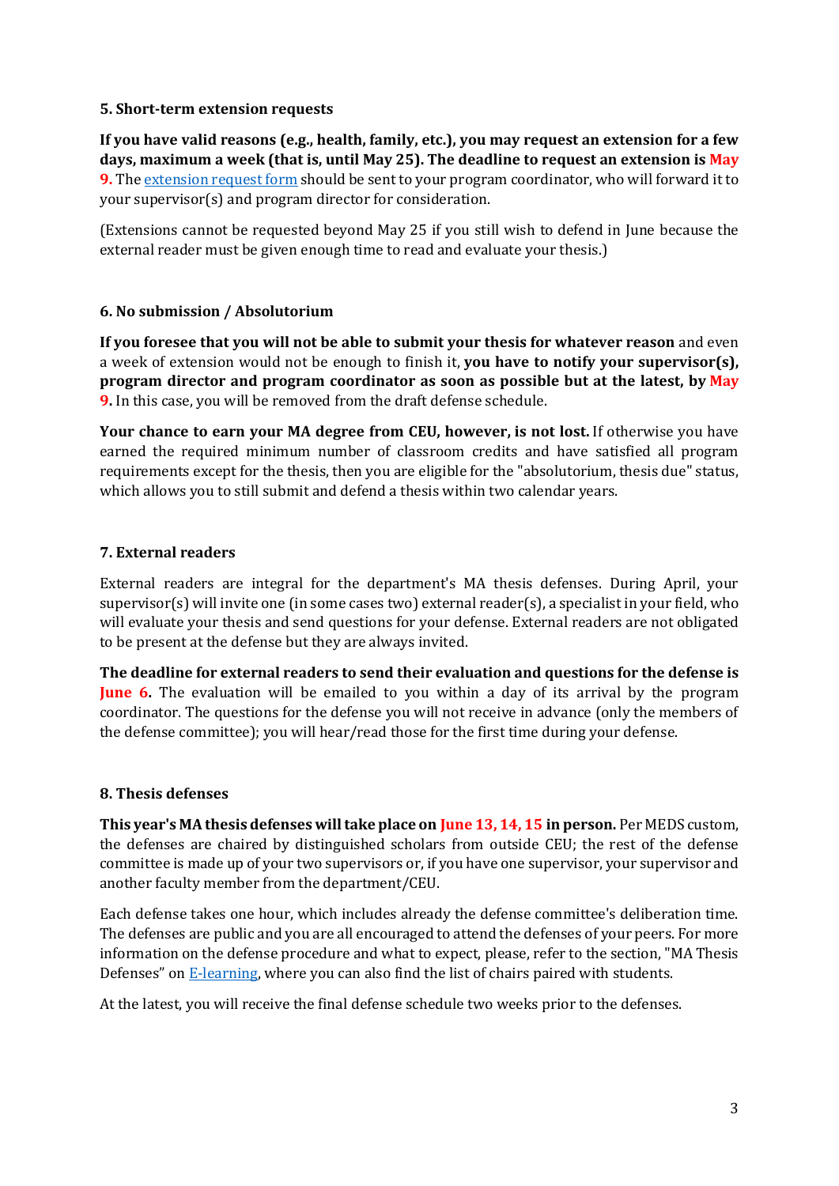### 5. Short-term extension requests

**If you have valid reasons (e.g., health, family, etc.), you may request an extension for a few days, maximum a week (that is, until May 25). The deadline to request an extension is May 9.** The [extension request form]() should be sent to your program coordinator, who will forward it to your supervisor(s) and program director for consideration.

(Extensions cannot be requested beyond May 25 if you still wish to defend in June because the external reader must be given enough time to read and evaluate your thesis.)

### 6. No submission / Absolutorium

**If you foresee that you will not be able to submit your thesis for whatever reason** and even a week of extension would not be enough to finish it, **you have to notify your supervisor(s), program director and program coordinator as soon as possible but at the latest, by May 9.** In this case, you will be removed from the draft defense schedule.

**Your chance to earn your MA degree from CEU, however, is not lost.** If otherwise you have earned the required minimum number of classroom credits and have satisfied all program requirements except for the thesis, then you are eligible for the "absolutorium, thesis due" status, which allows you to still submit and defend a thesis within two calendar years.

### 7. External readers

External readers are integral for the department's MA thesis defenses. During April, your supervisor(s) will invite one (in some cases two) external reader(s), a specialist in your field, who will evaluate your thesis and send questions for your defense. External readers are not obligated to be present at the defense but they are always invited.

**The deadline for external readers to send their evaluation and questions for the defense is June 6.** The evaluation will be emailed to you within a day of its arrival by the program coordinator. The questions for the defense you will not receive in advance (only the members of the defense committee); you will hear/read those for the first time during your defense.

### 8. Thesis defenses

**This year's MA thesis defenses will take place on June 13, 14, 15 in person.** Per MEDS custom, the defenses are chaired by distinguished scholars from outside CEU; the rest of the defense committee is made up of your two supervisors or, if you have one supervisor, your supervisor and another faculty member from the department/CEU.

Each defense takes one hour, which includes already the defense committee's deliberation time. The defenses are public and you are all encouraged to attend the defenses of your peers. For more information on the defense procedure and what to expect, please, refer to the section, "MA Thesis Defenses" on [E-learning](), where you can also find the list of chairs paired with students.

At the latest, you will receive the final defense schedule two weeks prior to the defenses.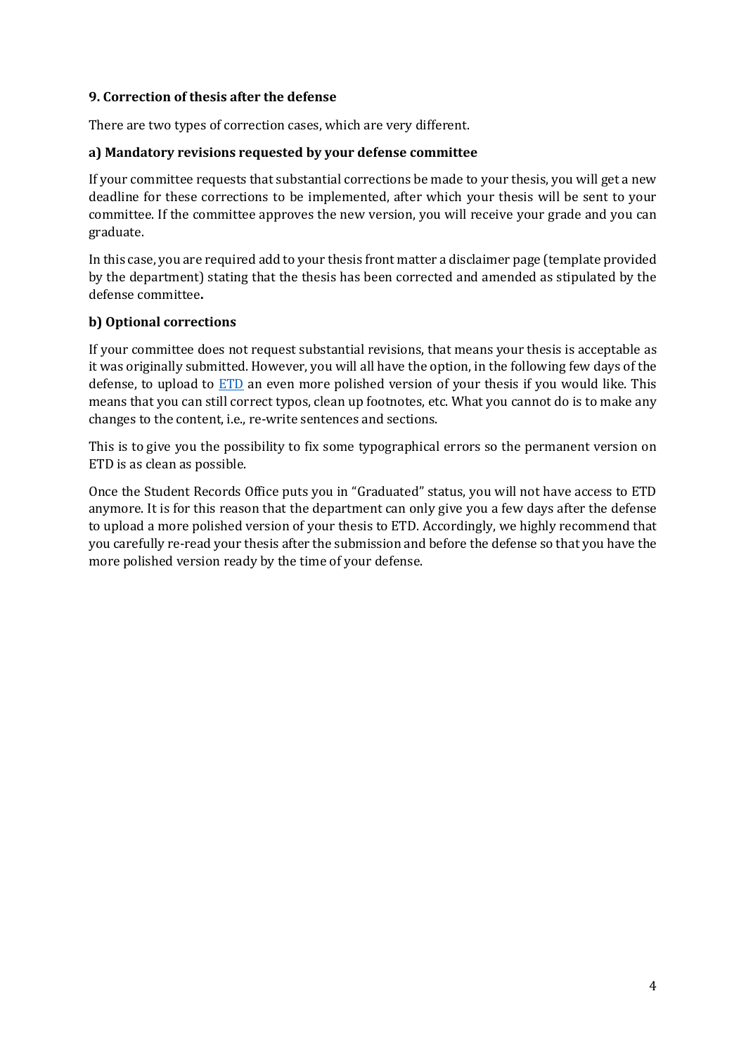### 9. Correction of thesis after the defense

There are two types of correction cases, which are very different.

#### a) Mandatory revisions requested by your defense committee

If your committee requests that substantial corrections be made to your thesis, you will get a new deadline for these corrections to be implemented, after which your thesis will be sent to your committee. If the committee approves the new version, you will receive your grade and you can graduate.

In this case, you are required add to your thesis front matter a disclaimer page (template provided by the department) stating that the thesis has been corrected and amended as stipulated by the defense committee**.**

#### b) Optional corrections

If your committee does not request substantial revisions, that means your thesis is acceptable as it was originally submitted. However, you will all have the option, in the following few days of the defense, to upload to ETD an even more polished version of your thesis if you would like. This means that you can still correct typos, clean up footnotes, etc. What you cannot do is to make any changes to the content, i.e., re-write sentences and sections.

This is to give you the possibility to fix some typographical errors so the permanent version on ETD is as clean as possible.

Once the Student Records Office puts you in "Graduated" status, you will not have access to ETD anymore. It is for this reason that the department can only give you a few days after the defense to upload a more polished version of your thesis to ETD. Accordingly, we highly recommend that you carefully re-read your thesis after the submission and before the defense so that you have the more polished version ready by the time of your defense.